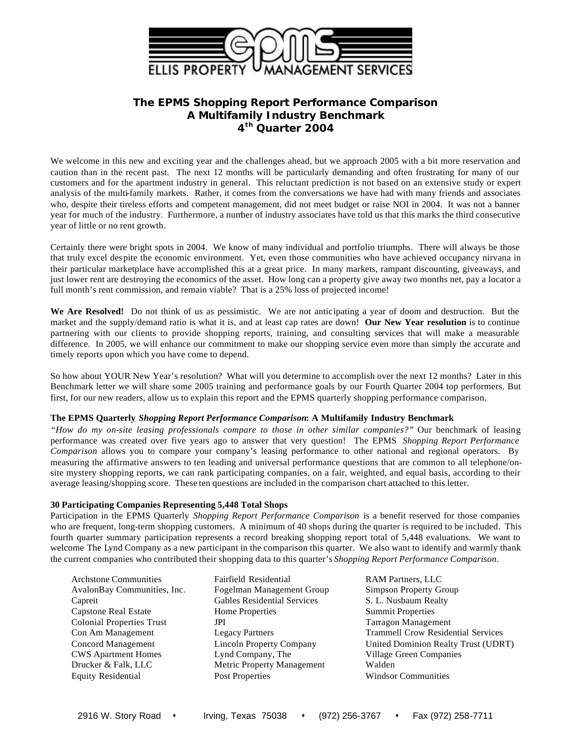**ELLIS PROPERTY MANAGEMENT SERVICES**

## The EPMS Shopping Report Performance Comparison
## A Multifamily Industry Benchmark
## 4th Quarter 2004

We welcome in this new and exciting year and the challenges ahead, but we approach 2005 with a bit more reservation and caution than in the recent past. The next 12 months will be particularly demanding and often frustrating for many of our customers and for the apartment industry in general. This reluctant prediction is not based on an extensive study or expert analysis of the multi-family markets. Rather, it comes from the conversations we have had with many friends and associates who, despite their tireless efforts and competent management, did not meet budget or raise NOI in 2004. It was not a banner year for much of the industry. Furthermore, a number of industry associates have told us that this marks the third consecutive year of little or no rent growth.

Certainly there were bright spots in 2004. We know of many individual and portfolio triumphs. There will always be those that truly excel despite the economic environment. Yet, even those communities who have achieved occupancy nirvana in their particular marketplace have accomplished this at a great price. In many markets, rampant discounting, giveaways, and just lower rent are destroying the economics of the asset. How long can a property give away two months net, pay a locator a full month's rent commission, and remain viable? That is a 25% loss of projected income!

**We Are Resolved!** Do not think of us as pessimistic. We are not anticipating a year of doom and destruction. But the market and the supply/demand ratio is what it is, and at least cap rates are down! **Our New Year resolution** is to continue partnering with our clients to provide shopping reports, training, and consulting services that will make a measurable difference. In 2005, we will enhance our commitment to make our shopping service even more than simply the accurate and timely reports upon which you have come to depend.

So how about YOUR New Year's resolution? What will you determine to accomplish over the next 12 months? Later in this Benchmark letter we will share some 2005 training and performance goals by our Fourth Quarter 2004 top performers. But first, for our new readers, allow us to explain this report and the EPMS quarterly shopping performance comparison.

**The EPMS Quarterly *Shopping Report Performance Comparison*: A Multifamily Industry Benchmark**

*"How do my on-site leasing professionals compare to those in other similar companies?"* Our benchmark of leasing performance was created over five years ago to answer that very question! The EPMS *Shopping Report Performance Comparison* allows you to compare your company's leasing performance to other national and regional operators. By measuring the affirmative answers to ten leading and universal performance questions that are common to all telephone/on-site mystery shopping reports, we can rank participating companies, on a fair, weighted, and equal basis, according to their average leasing/shopping score. These ten questions are included in the comparison chart attached to this letter.

**30 Participating Companies Representing 5,448 Total Shops**

Participation in the EPMS Quarterly *Shopping Report Performance Comparison* is a benefit reserved for those companies who are frequent, long-term shopping customers. A minimum of 40 shops during the quarter is required to be included. This fourth quarter summary participation represents a record breaking shopping report total of 5,448 evaluations. We want to welcome The Lynd Company as a new participant in the comparison this quarter. We also want to identify and warmly thank the current companies who contributed their shopping data to this quarter's *Shopping Report Performance Comparison*.

- Archstone Communities
- AvalonBay Communities, Inc.
- Capreit
- Capstone Real Estate
- Colonial Properties Trust
- Con Am Management
- Concord Management
- CWS Apartment Homes
- Drucker & Falk, LLC
- Equity Residential
- Fairfield Residential
- Fogelman Management Group
- Gables Residential Services
- Home Properties
- JPI
- Legacy Partners
- Lincoln Property Company
- Lynd Company, The
- Metric Property Management
- Post Properties
- RAM Partners, LLC
- Simpson Property Group
- S. L. Nusbaum Realty
- Summit Properties
- Tarragon Management
- Trammell Crow Residential Services
- United Dominion Realty Trust (UDRT)
- Village Green Companies
- Walden
- Windsor Communities

2916 W. Story Road • Irving, Texas 75038 • (972) 256-3767 • Fax (972) 258-7711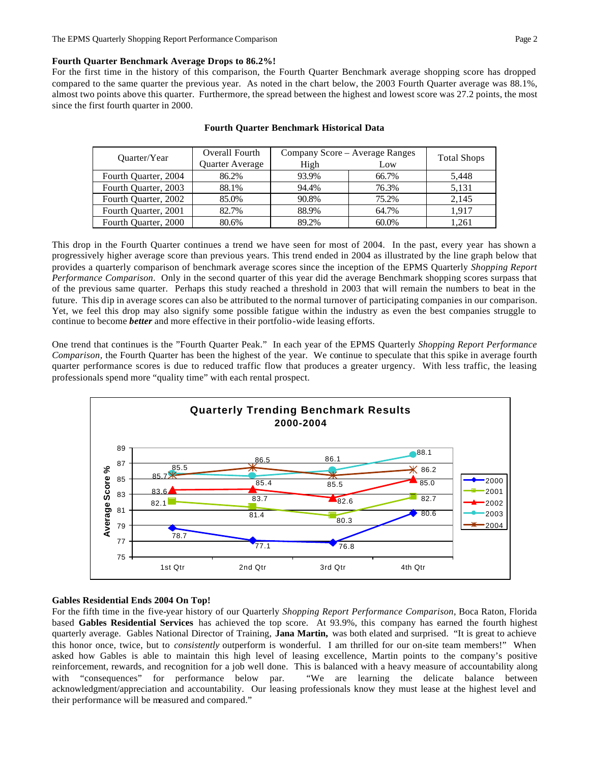### Fourth Quarter Benchmark Average Drops to 86.2%!

For the first time in the history of this comparison, the Fourth Quarter Benchmark average shopping score has dropped compared to the same quarter the previous year. As noted in the chart below, the 2003 Fourth Quarter average was 88.1%, almost two points above this quarter. Furthermore, the spread between the highest and lowest score was 27.2 points, the most since the first fourth quarter in 2000.

**Fourth Quarter Benchmark Historical Data**

| Quarter/Year | Overall Fourth Quarter Average | Company Score – Average Ranges | | Total Shops |
|---|---|---|---|---|
| | | High | Low | |
| Fourth Quarter, 2004 | 86.2% | 93.9% | 66.7% | 5,448 |
| Fourth Quarter, 2003 | 88.1% | 94.4% | 76.3% | 5,131 |
| Fourth Quarter, 2002 | 85.0% | 90.8% | 75.2% | 2,145 |
| Fourth Quarter, 2001 | 82.7% | 88.9% | 64.7% | 1,917 |
| Fourth Quarter, 2000 | 80.6% | 89.2% | 60.0% | 1,261 |

This drop in the Fourth Quarter continues a trend we have seen for most of 2004. In the past, every year has shown a progressively higher average score than previous years. This trend ended in 2004 as illustrated by the line graph below that provides a quarterly comparison of benchmark average scores since the inception of the EPMS Quarterly *Shopping Report Performance Comparison*. Only in the second quarter of this year did the average Benchmark shopping scores surpass that of the previous same quarter. Perhaps this study reached a threshold in 2003 that will remain the numbers to beat in the future. This dip in average scores can also be attributed to the normal turnover of participating companies in our comparison. Yet, we feel this drop may also signify some possible fatigue within the industry as even the best companies struggle to continue to become ***better*** and more effective in their portfolio-wide leasing efforts.

One trend that continues is the "Fourth Quarter Peak." In each year of the EPMS Quarterly *Shopping Report Performance Comparison*, the Fourth Quarter has been the highest of the year. We continue to speculate that this spike in average fourth quarter performance scores is due to reduced traffic flow that produces a greater urgency. With less traffic, the leasing professionals spend more "quality time" with each rental prospect.

**Quarterly Trending Benchmark Results 2000-2004**

| Average Score % | 1st Qtr | 2nd Qtr | 3rd Qtr | 4th Qtr |
|---|---|---|---|---|
| 2000 | 78.7 | 77.1 | 76.8 | 80.6 |
| 2001 | 82.1 | 81.4 | 80.3 | 82.7 |
| 2002 | 83.6 | 83.7 | 82.6 | 85.0 |
| 2003 | 85.7 | 85.4 | 86.1 | 88.1 |
| 2004 | 85.5 | 86.5 | 85.5 | 86.2 |

### Gables Residential Ends 2004 On Top!

For the fifth time in the five-year history of our Quarterly *Shopping Report Performance Comparison*, Boca Raton, Florida based **Gables Residential Services** has achieved the top score. At 93.9%, this company has earned the fourth highest quarterly average. Gables National Director of Training, **Jana Martin,** was both elated and surprised. "It is great to achieve this honor once, twice, but to *consistently* outperform is wonderful. I am thrilled for our on-site team members!" When asked how Gables is able to maintain this high level of leasing excellence, Martin points to the company's positive reinforcement, rewards, and recognition for a job well done. This is balanced with a heavy measure of accountability along with "consequences" for performance below par. "We are learning the delicate balance between acknowledgment/appreciation and accountability. Our leasing professionals know they must lease at the highest level and their performance will be measured and compared."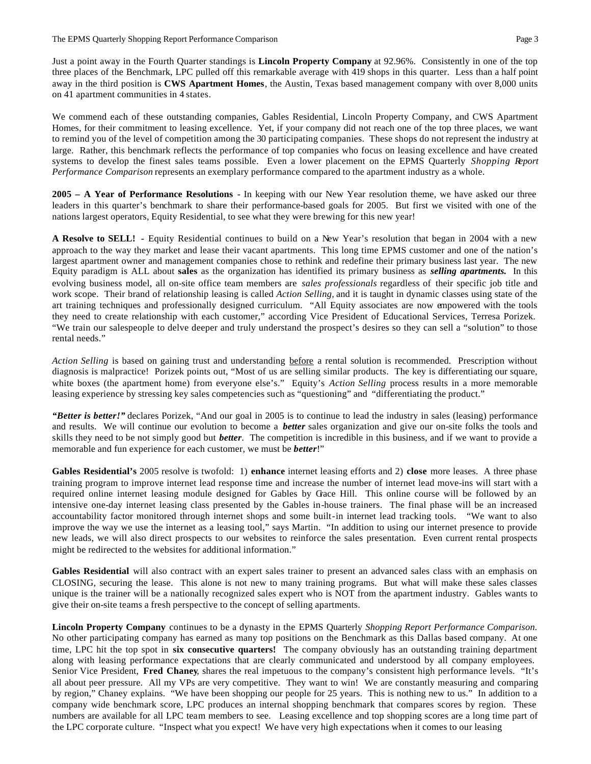Just a point away in the Fourth Quarter standings is **Lincoln Property Company** at 92.96%. Consistently in one of the top three places of the Benchmark, LPC pulled off this remarkable average with 419 shops in this quarter. Less than a half point away in the third position is **CWS Apartment Homes**, the Austin, Texas based management company with over 8,000 units on 41 apartment communities in 4 states.

We commend each of these outstanding companies, Gables Residential, Lincoln Property Company, and CWS Apartment Homes, for their commitment to leasing excellence. Yet, if your company did not reach one of the top three places, we want to remind you of the level of competition among the 30 participating companies. These shops do not represent the industry at large. Rather, this benchmark reflects the performance of top companies who focus on leasing excellence and have created systems to develop the finest sales teams possible. Even a lower placement on the EPMS Quarterly *Shopping Report Performance Comparison* represents an exemplary performance compared to the apartment industry as a whole.

**2005 – A Year of Performance Resolutions -** In keeping with our New Year resolution theme, we have asked our three leaders in this quarter's benchmark to share their performance-based goals for 2005. But first we visited with one of the nations largest operators, Equity Residential, to see what they were brewing for this new year!

**A Resolve to SELL! -** Equity Residential continues to build on a New Year's resolution that began in 2004 with a new approach to the way they market and lease their vacant apartments. This long time EPMS customer and one of the nation's largest apartment owner and management companies chose to rethink and redefine their primary business last year. The new Equity paradigm is ALL about **sales** as the organization has identified its primary business as ***selling apartments.*** In this evolving business model, all on-site office team members are *sales professionals* regardless of their specific job title and work scope. Their brand of relationship leasing is called *Action Selling,* and it is taught in dynamic classes using state of the art training techniques and professionally designed curriculum. "All Equity associates are now empowered with the tools they need to create relationship with each customer," according Vice President of Educational Services, Terresa Porizek. "We train our salespeople to delve deeper and truly understand the prospect's desires so they can sell a "solution" to those rental needs."

*Action Selling* is based on gaining trust and understanding <u>before</u> a rental solution is recommended. Prescription without diagnosis is malpractice! Porizek points out, "Most of us are selling similar products. The key is differentiating our square, white boxes (the apartment home) from everyone else's." Equity's *Action Selling* process results in a more memorable leasing experience by stressing key sales competencies such as "questioning" and "differentiating the product."

***"Better is better!"*** declares Porizek, "And our goal in 2005 is to continue to lead the industry in sales (leasing) performance and results. We will continue our evolution to become a ***better*** sales organization and give our on-site folks the tools and skills they need to be not simply good but ***better***. The competition is incredible in this business, and if we want to provide a memorable and fun experience for each customer, we must be ***better***!"

**Gables Residential's** 2005 resolve is twofold: 1) **enhance** internet leasing efforts and 2) **close** more leases. A three phase training program to improve internet lead response time and increase the number of internet lead move-ins will start with a required online internet leasing module designed for Gables by Grace Hill. This online course will be followed by an intensive one-day internet leasing class presented by the Gables in-house trainers. The final phase will be an increased accountability factor monitored through internet shops and some built-in internet lead tracking tools. "We want to also improve the way we use the internet as a leasing tool," says Martin. "In addition to using our internet presence to provide new leads, we will also direct prospects to our websites to reinforce the sales presentation. Even current rental prospects might be redirected to the websites for additional information."

**Gables Residential** will also contract with an expert sales trainer to present an advanced sales class with an emphasis on CLOSING, securing the lease. This alone is not new to many training programs. But what will make these sales classes unique is the trainer will be a nationally recognized sales expert who is NOT from the apartment industry. Gables wants to give their on-site teams a fresh perspective to the concept of selling apartments.

**Lincoln Property Company** continues to be a dynasty in the EPMS Quarterly *Shopping Report Performance Comparison*. No other participating company has earned as many top positions on the Benchmark as this Dallas based company. At one time, LPC hit the top spot in **six consecutive quarters!** The company obviously has an outstanding training department along with leasing performance expectations that are clearly communicated and understood by all company employees. Senior Vice President, **Fred Chaney**, shares the real impetuous to the company's consistent high performance levels. "It's all about peer pressure. All my VPs are very competitive. They want to win! We are constantly measuring and comparing by region," Chaney explains. "We have been shopping our people for 25 years. This is nothing new to us." In addition to a company wide benchmark score, LPC produces an internal shopping benchmark that compares scores by region. These numbers are available for all LPC team members to see. Leasing excellence and top shopping scores are a long time part of the LPC corporate culture. "Inspect what you expect! We have very high expectations when it comes to our leasing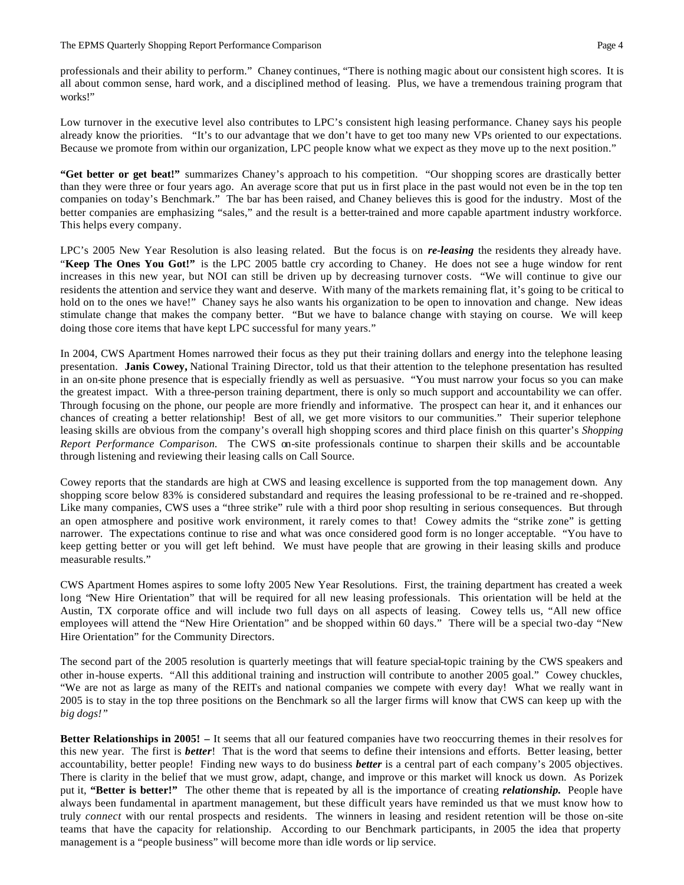professionals and their ability to perform." Chaney continues, "There is nothing magic about our consistent high scores. It is all about common sense, hard work, and a disciplined method of leasing. Plus, we have a tremendous training program that works!"

Low turnover in the executive level also contributes to LPC's consistent high leasing performance. Chaney says his people already know the priorities. "It's to our advantage that we don't have to get too many new VPs oriented to our expectations. Because we promote from within our organization, LPC people know what we expect as they move up to the next position."

**"Get better or get beat!"** summarizes Chaney's approach to his competition. "Our shopping scores are drastically better than they were three or four years ago. An average score that put us in first place in the past would not even be in the top ten companies on today's Benchmark." The bar has been raised, and Chaney believes this is good for the industry. Most of the better companies are emphasizing "sales," and the result is a better-trained and more capable apartment industry workforce. This helps every company.

LPC's 2005 New Year Resolution is also leasing related. But the focus is on ***re-leasing*** the residents they already have. "**Keep The Ones You Got!"** is the LPC 2005 battle cry according to Chaney. He does not see a huge window for rent increases in this new year, but NOI can still be driven up by decreasing turnover costs. "We will continue to give our residents the attention and service they want and deserve. With many of the markets remaining flat, it's going to be critical to hold on to the ones we have!" Chaney says he also wants his organization to be open to innovation and change. New ideas stimulate change that makes the company better. "But we have to balance change with staying on course. We will keep doing those core items that have kept LPC successful for many years."

In 2004, CWS Apartment Homes narrowed their focus as they put their training dollars and energy into the telephone leasing presentation. **Janis Cowey,** National Training Director, told us that their attention to the telephone presentation has resulted in an on-site phone presence that is especially friendly as well as persuasive. "You must narrow your focus so you can make the greatest impact. With a three-person training department, there is only so much support and accountability we can offer. Through focusing on the phone, our people are more friendly and informative. The prospect can hear it, and it enhances our chances of creating a better relationship! Best of all, we get more visitors to our communities." Their superior telephone leasing skills are obvious from the company's overall high shopping scores and third place finish on this quarter's *Shopping Report Performance Comparison.* The CWS on-site professionals continue to sharpen their skills and be accountable through listening and reviewing their leasing calls on Call Source.

Cowey reports that the standards are high at CWS and leasing excellence is supported from the top management down. Any shopping score below 83% is considered substandard and requires the leasing professional to be re-trained and re-shopped. Like many companies, CWS uses a "three strike" rule with a third poor shop resulting in serious consequences. But through an open atmosphere and positive work environment, it rarely comes to that! Cowey admits the "strike zone" is getting narrower. The expectations continue to rise and what was once considered good form is no longer acceptable. "You have to keep getting better or you will get left behind. We must have people that are growing in their leasing skills and produce measurable results."

CWS Apartment Homes aspires to some lofty 2005 New Year Resolutions. First, the training department has created a week long "New Hire Orientation" that will be required for all new leasing professionals. This orientation will be held at the Austin, TX corporate office and will include two full days on all aspects of leasing. Cowey tells us, "All new office employees will attend the "New Hire Orientation" and be shopped within 60 days." There will be a special two-day "New Hire Orientation" for the Community Directors.

The second part of the 2005 resolution is quarterly meetings that will feature special-topic training by the CWS speakers and other in-house experts. "All this additional training and instruction will contribute to another 2005 goal." Cowey chuckles, "We are not as large as many of the REITs and national companies we compete with every day! What we really want in 2005 is to stay in the top three positions on the Benchmark so all the larger firms will know that CWS can keep up with the *big dogs!"*

**Better Relationships in 2005! –** It seems that all our featured companies have two reoccurring themes in their resolves for this new year. The first is ***better***! That is the word that seems to define their intensions and efforts. Better leasing, better accountability, better people! Finding new ways to do business ***better*** is a central part of each company's 2005 objectives. There is clarity in the belief that we must grow, adapt, change, and improve or this market will knock us down. As Porizek put it, **"Better is better!"** The other theme that is repeated by all is the importance of creating ***relationship.*** People have always been fundamental in apartment management, but these difficult years have reminded us that we must know how to truly *connect* with our rental prospects and residents. The winners in leasing and resident retention will be those on-site teams that have the capacity for relationship. According to our Benchmark participants, in 2005 the idea that property management is a "people business" will become more than idle words or lip service.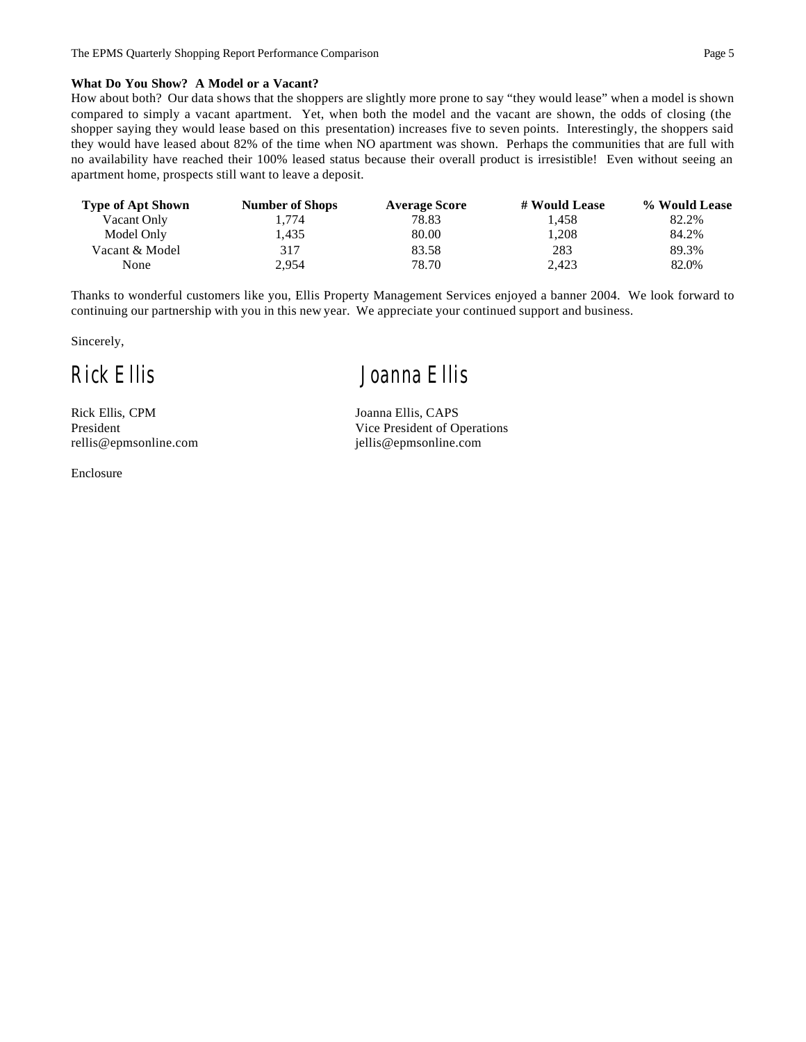### What Do You Show? A Model or a Vacant?

How about both? Our data shows that the shoppers are slightly more prone to say "they would lease" when a model is shown compared to simply a vacant apartment. Yet, when both the model and the vacant are shown, the odds of closing (the shopper saying they would lease based on this presentation) increases five to seven points. Interestingly, the shoppers said they would have leased about 82% of the time when NO apartment was shown. Perhaps the communities that are full with no availability have reached their 100% leased status because their overall product is irresistible! Even without seeing an apartment home, prospects still want to leave a deposit.

| Type of Apt Shown | Number of Shops | Average Score | # Would Lease | % Would Lease |
|---|---|---|---|---|
| Vacant Only | 1,774 | 78.83 | 1,458 | 82.2% |
| Model Only | 1,435 | 80.00 | 1,208 | 84.2% |
| Vacant & Model | 317 | 83.58 | 283 | 89.3% |
| None | 2,954 | 78.70 | 2,423 | 82.0% |

Thanks to wonderful customers like you, Ellis Property Management Services enjoyed a banner 2004. We look forward to continuing our partnership with you in this new year. We appreciate your continued support and business.

Sincerely,

Rick Ellis — Joanna Ellis

Rick Ellis, CPM
President
rellis@epmsonline.com

Joanna Ellis, CAPS
Vice President of Operations
jellis@epmsonline.com

Enclosure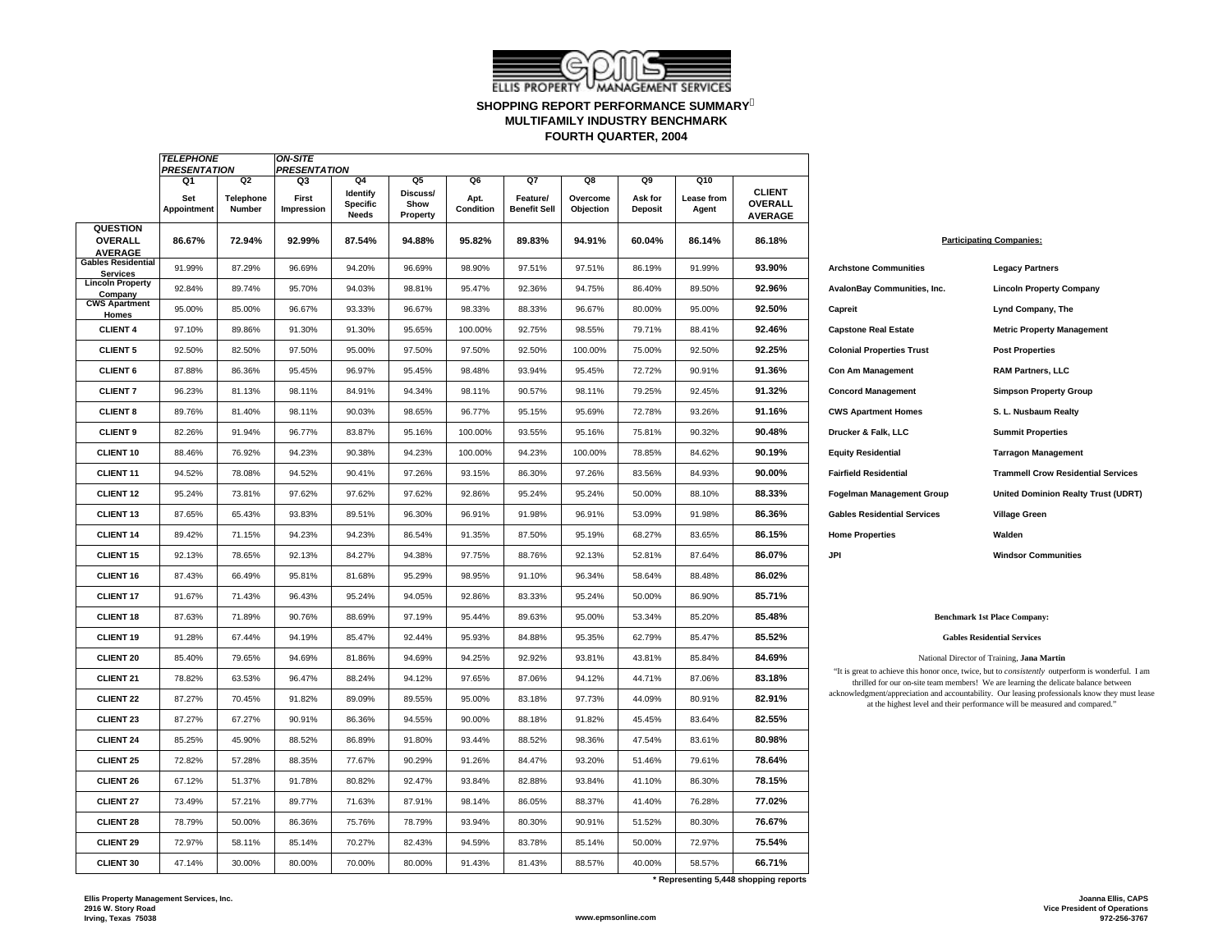ELLIS PROPERTY MANAGEMENT SERVICES

# SHOPPING REPORT PERFORMANCE SUMMARY
## MULTIFAMILY INDUSTRY BENCHMARK
## FOURTH QUARTER, 2004

| | *TELEPHONE PRESENTATION* | | *ON-SITE PRESENTATION* | | | | | | | | |
|---|---|---|---|---|---|---|---|---|---|---|---|
| | Q1 Set Appointment | Q2 Telephone Number | Q3 First Impression | Q4 Identify Specific Needs | Q5 Discuss/ Show Property | Q6 Apt. Condition | Q7 Feature/ Benefit Sell | Q8 Overcome Objection | Q9 Ask for Deposit | Q10 Lease from Agent | CLIENT OVERALL AVERAGE |
| **QUESTION OVERALL AVERAGE** | **86.67%** | **72.94%** | **92.99%** | **87.54%** | **94.88%** | **95.82%** | **89.83%** | **94.91%** | **60.04%** | **86.14%** | **86.18%** |
| **Gables Residential Services** | 91.99% | 87.29% | 96.69% | 94.20% | 96.69% | 98.90% | 97.51% | 97.51% | 86.19% | 91.99% | **93.90%** |
| **Lincoln Property Company** | 92.84% | 89.74% | 95.70% | 94.03% | 98.81% | 95.47% | 92.36% | 94.75% | 86.40% | 89.50% | **92.96%** |
| **CWS Apartment Homes** | 95.00% | 85.00% | 96.67% | 93.33% | 96.67% | 98.33% | 88.33% | 96.67% | 80.00% | 95.00% | **92.50%** |
| **CLIENT 4** | 97.10% | 89.86% | 91.30% | 91.30% | 95.65% | 100.00% | 92.75% | 98.55% | 79.71% | 88.41% | **92.46%** |
| **CLIENT 5** | 92.50% | 82.50% | 97.50% | 95.00% | 97.50% | 97.50% | 92.50% | 100.00% | 75.00% | 92.50% | **92.25%** |
| **CLIENT 6** | 87.88% | 86.36% | 95.45% | 96.97% | 95.45% | 98.48% | 93.94% | 95.45% | 72.72% | 90.91% | **91.36%** |
| **CLIENT 7** | 96.23% | 81.13% | 98.11% | 84.91% | 94.34% | 98.11% | 90.57% | 98.11% | 79.25% | 92.45% | **91.32%** |
| **CLIENT 8** | 89.76% | 81.40% | 98.11% | 90.03% | 98.65% | 96.77% | 95.15% | 95.69% | 72.78% | 93.26% | **91.16%** |
| **CLIENT 9** | 82.26% | 91.94% | 96.77% | 83.87% | 95.16% | 100.00% | 93.55% | 95.16% | 75.81% | 90.32% | **90.48%** |
| **CLIENT 10** | 88.46% | 76.92% | 94.23% | 90.38% | 94.23% | 100.00% | 94.23% | 100.00% | 78.85% | 84.62% | **90.19%** |
| **CLIENT 11** | 94.52% | 78.08% | 94.52% | 90.41% | 97.26% | 93.15% | 86.30% | 97.26% | 83.56% | 84.93% | **90.00%** |
| **CLIENT 12** | 95.24% | 73.81% | 97.62% | 97.62% | 97.62% | 92.86% | 95.24% | 95.24% | 50.00% | 88.10% | **88.33%** |
| **CLIENT 13** | 87.65% | 65.43% | 93.83% | 89.51% | 96.30% | 96.91% | 91.98% | 96.91% | 53.09% | 91.98% | **86.36%** |
| **CLIENT 14** | 89.42% | 71.15% | 94.23% | 94.23% | 86.54% | 91.35% | 87.50% | 95.19% | 68.27% | 83.65% | **86.15%** |
| **CLIENT 15** | 92.13% | 78.65% | 92.13% | 84.27% | 94.38% | 97.75% | 88.76% | 92.13% | 52.81% | 87.64% | **86.07%** |
| **CLIENT 16** | 87.43% | 66.49% | 95.81% | 81.68% | 95.29% | 98.95% | 91.10% | 96.34% | 58.64% | 88.48% | **86.02%** |
| **CLIENT 17** | 91.67% | 71.43% | 96.43% | 95.24% | 94.05% | 92.86% | 83.33% | 95.24% | 50.00% | 86.90% | **85.71%** |
| **CLIENT 18** | 87.63% | 71.89% | 90.76% | 88.69% | 97.19% | 95.44% | 89.63% | 95.00% | 53.34% | 85.20% | **85.48%** |
| **CLIENT 19** | 91.28% | 67.44% | 94.19% | 85.47% | 92.44% | 95.93% | 84.88% | 95.35% | 62.79% | 85.47% | **85.52%** |
| **CLIENT 20** | 85.40% | 79.65% | 94.69% | 81.86% | 94.69% | 94.25% | 92.92% | 93.81% | 43.81% | 85.84% | **84.69%** |
| **CLIENT 21** | 78.82% | 63.53% | 96.47% | 88.24% | 94.12% | 97.65% | 87.06% | 94.12% | 44.71% | 87.06% | **83.18%** |
| **CLIENT 22** | 87.27% | 70.45% | 91.82% | 89.09% | 89.55% | 95.00% | 83.18% | 97.73% | 44.09% | 80.91% | **82.91%** |
| **CLIENT 23** | 87.27% | 67.27% | 90.91% | 86.36% | 94.55% | 90.00% | 88.18% | 91.82% | 45.45% | 83.64% | **82.55%** |
| **CLIENT 24** | 85.25% | 45.90% | 88.52% | 86.89% | 91.80% | 93.44% | 88.52% | 98.36% | 47.54% | 83.61% | **80.98%** |
| **CLIENT 25** | 72.82% | 57.28% | 88.35% | 77.67% | 90.29% | 91.26% | 84.47% | 93.20% | 51.46% | 79.61% | **78.64%** |
| **CLIENT 26** | 67.12% | 51.37% | 91.78% | 80.82% | 92.47% | 93.84% | 82.88% | 93.84% | 41.10% | 86.30% | **78.15%** |
| **CLIENT 27** | 73.49% | 57.21% | 89.77% | 71.63% | 87.91% | 98.14% | 86.05% | 88.37% | 41.40% | 76.28% | **77.02%** |
| **CLIENT 28** | 78.79% | 50.00% | 86.36% | 75.76% | 78.79% | 93.94% | 80.30% | 90.91% | 51.52% | 80.30% | **76.67%** |
| **CLIENT 29** | 72.97% | 58.11% | 85.14% | 70.27% | 82.43% | 94.59% | 83.78% | 85.14% | 50.00% | 72.97% | **75.54%** |
| **CLIENT 30** | 47.14% | 30.00% | 80.00% | 70.00% | 80.00% | 91.43% | 81.43% | 88.57% | 40.00% | 58.57% | **66.71%** |

**\* Representing 5,448 shopping reports**

**Participating Companies:**

| | |
|---|---|
| **Archstone Communities** | **Legacy Partners** |
| **AvalonBay Communities, Inc.** | **Lincoln Property Company** |
| **Capreit** | **Lynd Company, The** |
| **Capstone Real Estate** | **Metric Property Management** |
| **Colonial Properties Trust** | **Post Properties** |
| **Con Am Management** | **RAM Partners, LLC** |
| **Concord Management** | **Simpson Property Group** |
| **CWS Apartment Homes** | **S. L. Nusbaum Realty** |
| **Drucker & Falk, LLC** | **Summit Properties** |
| **Equity Residential** | **Tarragon Management** |
| **Fairfield Residential** | **Trammell Crow Residential Services** |
| **Fogelman Management Group** | **United Dominion Realty Trust (UDRT)** |
| **Gables Residential Services** | **Village Green** |
| **Home Properties** | **Walden** |
| **JPI** | **Windsor Communities** |

**Benchmark 1st Place Company:**

**Gables Residential Services**

National Director of Training, **Jana Martin**

"It is great to achieve this honor once, twice, but to *consistently* outperform is wonderful. I am thrilled for our on-site team members! We are learning the delicate balance between acknowledgment/appreciation and accountability. Our leasing professionals know they must lease at the highest level and their performance will be measured and compared."

**Ellis Property Management Services, Inc.**
**2916 W. Story Road**
**Irving, Texas 75038**

**www.epmsonline.com**

**Joanna Ellis, CAPS**
**Vice President of Operations**
**972-256-3767**